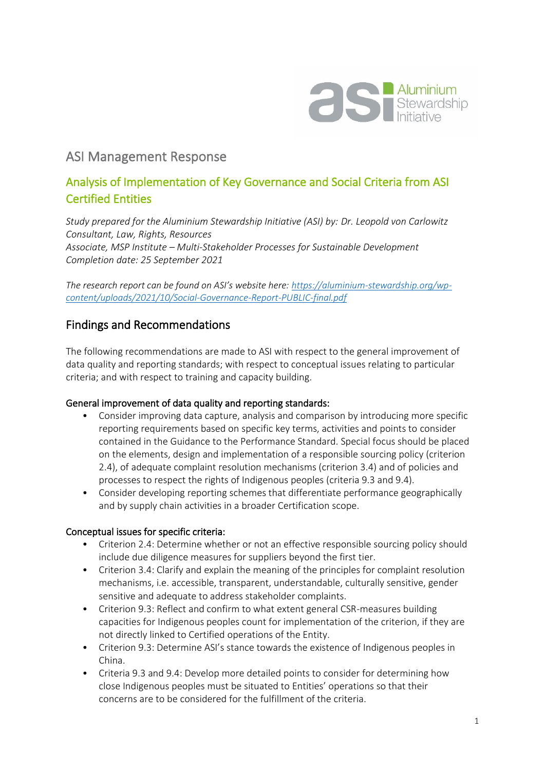# ASI Management Response

## Analysis of Implementation of Key Governance and Social Criteria from ASI Certified Entities

*Study prepared for the Aluminium Stewardship Initiative (ASI) by: Dr. Leopold von Carlowitz*
*Consultant, Law, Rights, Resources*
*Associate, MSP Institute – Multi-Stakeholder Processes for Sustainable Development*
*Completion date: 25 September 2021*

*The research report can be found on ASI's website here: [https://aluminium-stewardship.org/wp-content/uploads/2021/10/Social-Governance-Report-PUBLIC-final.pdf](https://aluminium-stewardship.org/wp-content/uploads/2021/10/Social-Governance-Report-PUBLIC-final.pdf)*

## Findings and Recommendations

The following recommendations are made to ASI with respect to the general improvement of data quality and reporting standards; with respect to conceptual issues relating to particular criteria; and with respect to training and capacity building.

### General improvement of data quality and reporting standards:

- Consider improving data capture, analysis and comparison by introducing more specific reporting requirements based on specific key terms, activities and points to consider contained in the Guidance to the Performance Standard. Special focus should be placed on the elements, design and implementation of a responsible sourcing policy (criterion 2.4), of adequate complaint resolution mechanisms (criterion 3.4) and of policies and processes to respect the rights of Indigenous peoples (criteria 9.3 and 9.4).
- Consider developing reporting schemes that differentiate performance geographically and by supply chain activities in a broader Certification scope.

### Conceptual issues for specific criteria:

- Criterion 2.4: Determine whether or not an effective responsible sourcing policy should include due diligence measures for suppliers beyond the first tier.
- Criterion 3.4: Clarify and explain the meaning of the principles for complaint resolution mechanisms, i.e. accessible, transparent, understandable, culturally sensitive, gender sensitive and adequate to address stakeholder complaints.
- Criterion 9.3: Reflect and confirm to what extent general CSR-measures building capacities for Indigenous peoples count for implementation of the criterion, if they are not directly linked to Certified operations of the Entity.
- Criterion 9.3: Determine ASI's stance towards the existence of Indigenous peoples in China.
- Criteria 9.3 and 9.4: Develop more detailed points to consider for determining how close Indigenous peoples must be situated to Entities' operations so that their concerns are to be considered for the fulfillment of the criteria.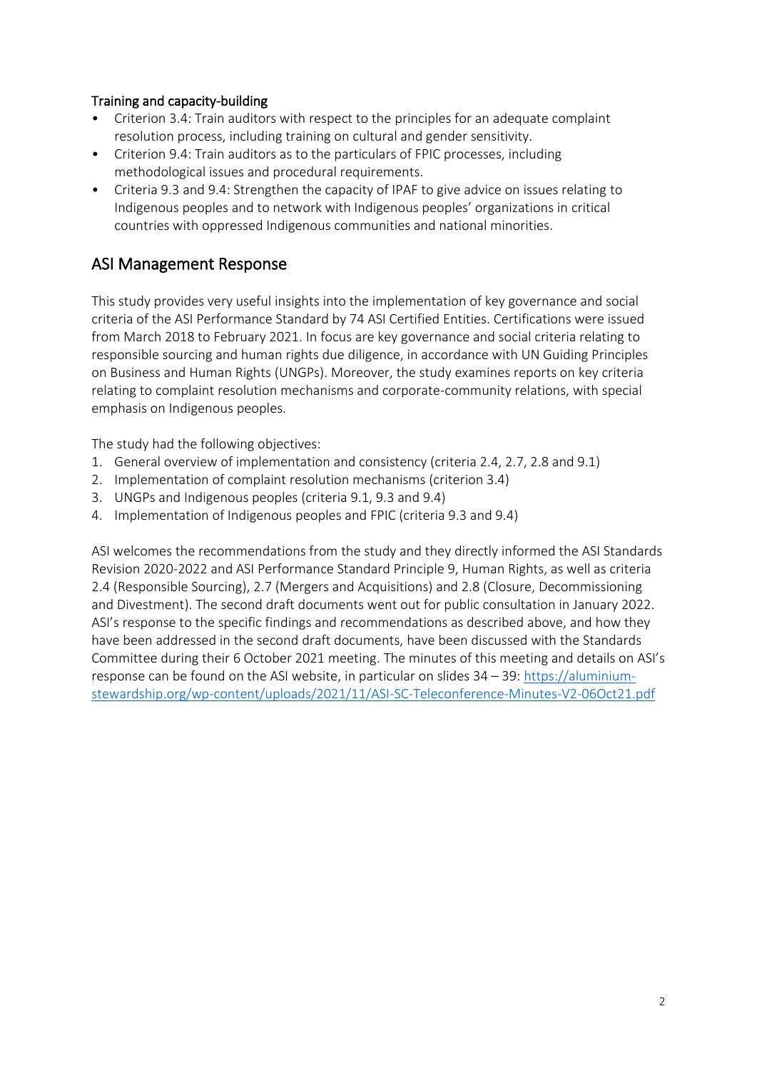#### Training and capacity-building

- Criterion 3.4: Train auditors with respect to the principles for an adequate complaint resolution process, including training on cultural and gender sensitivity.
- Criterion 9.4: Train auditors as to the particulars of FPIC processes, including methodological issues and procedural requirements.
- Criteria 9.3 and 9.4: Strengthen the capacity of IPAF to give advice on issues relating to Indigenous peoples and to network with Indigenous peoples' organizations in critical countries with oppressed Indigenous communities and national minorities.

## ASI Management Response

This study provides very useful insights into the implementation of key governance and social criteria of the ASI Performance Standard by 74 ASI Certified Entities. Certifications were issued from March 2018 to February 2021. In focus are key governance and social criteria relating to responsible sourcing and human rights due diligence, in accordance with UN Guiding Principles on Business and Human Rights (UNGPs). Moreover, the study examines reports on key criteria relating to complaint resolution mechanisms and corporate-community relations, with special emphasis on Indigenous peoples.

The study had the following objectives:

1. General overview of implementation and consistency (criteria 2.4, 2.7, 2.8 and 9.1)
2. Implementation of complaint resolution mechanisms (criterion 3.4)
3. UNGPs and Indigenous peoples (criteria 9.1, 9.3 and 9.4)
4. Implementation of Indigenous peoples and FPIC (criteria 9.3 and 9.4)

ASI welcomes the recommendations from the study and they directly informed the ASI Standards Revision 2020-2022 and ASI Performance Standard Principle 9, Human Rights, as well as criteria 2.4 (Responsible Sourcing), 2.7 (Mergers and Acquisitions) and 2.8 (Closure, Decommissioning and Divestment). The second draft documents went out for public consultation in January 2022. ASI's response to the specific findings and recommendations as described above, and how they have been addressed in the second draft documents, have been discussed with the Standards Committee during their 6 October 2021 meeting. The minutes of this meeting and details on ASI's response can be found on the ASI website, in particular on slides 34 – 39: https://aluminium-stewardship.org/wp-content/uploads/2021/11/ASI-SC-Teleconference-Minutes-V2-06Oct21.pdf